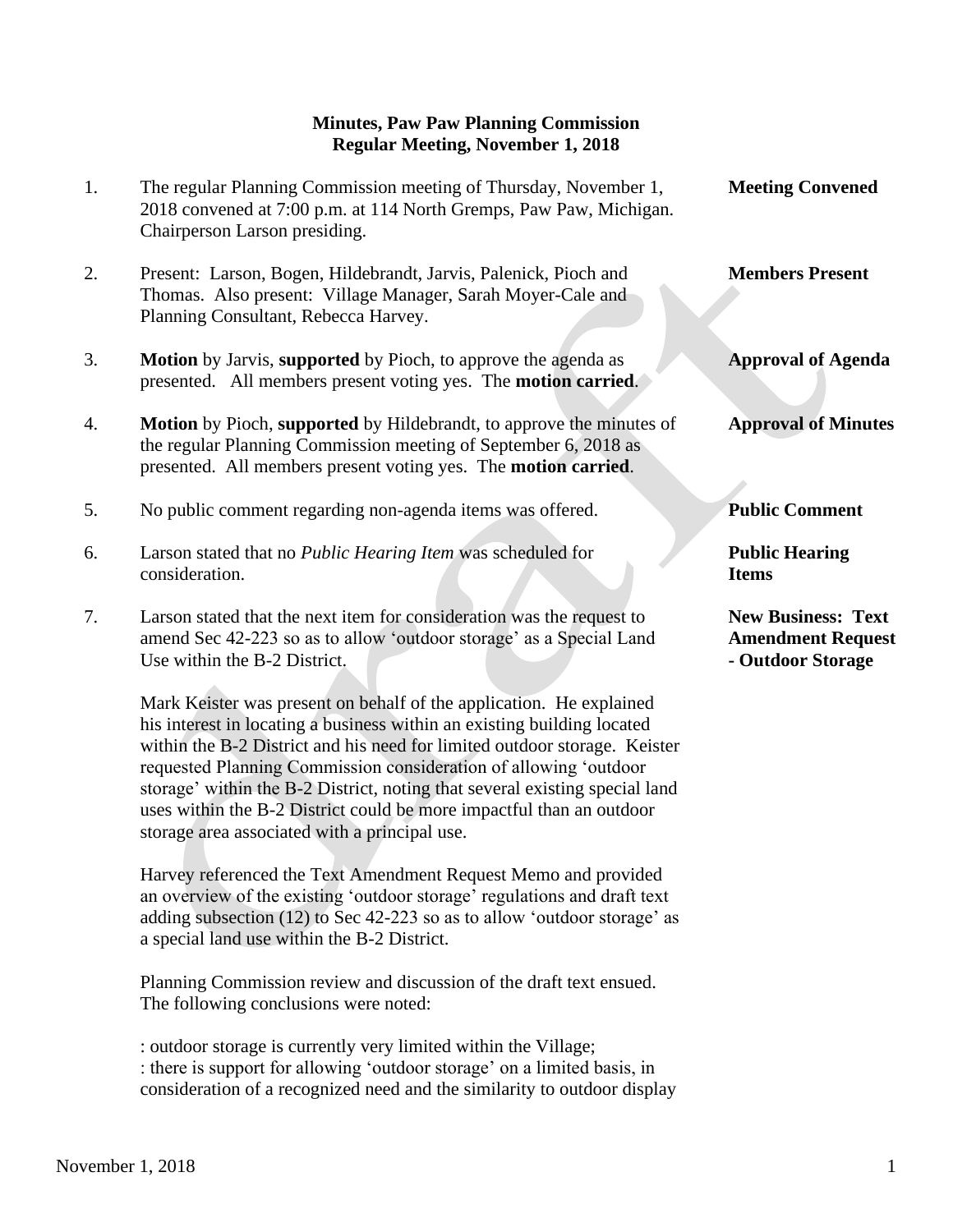**Minutes, Paw Paw Planning Commission**
**Regular Meeting, November 1, 2018**

1. The regular Planning Commission meeting of Thursday, November 1, 2018 convened at 7:00 p.m. at 114 North Gremps, Paw Paw, Michigan. Chairperson Larson presiding. — **Meeting Convened**

2. Present: Larson, Bogen, Hildebrandt, Jarvis, Palenick, Pioch and Thomas. Also present: Village Manager, Sarah Moyer-Cale and Planning Consultant, Rebecca Harvey. — **Members Present**

3. **Motion** by Jarvis, **supported** by Pioch, to approve the agenda as presented. All members present voting yes. The **motion carried**. — **Approval of Agenda**

4. **Motion** by Pioch, **supported** by Hildebrandt, to approve the minutes of the regular Planning Commission meeting of September 6, 2018 as presented. All members present voting yes. The **motion carried**. — **Approval of Minutes**

5. No public comment regarding non-agenda items was offered. — **Public Comment**

6. Larson stated that no *Public Hearing Item* was scheduled for consideration. — **Public Hearing Items**

7. Larson stated that the next item for consideration was the request to amend Sec 42-223 so as to allow 'outdoor storage' as a Special Land Use within the B-2 District. — **New Business: Text Amendment Request - Outdoor Storage**

   Mark Keister was present on behalf of the application. He explained his interest in locating a business within an existing building located within the B-2 District and his need for limited outdoor storage. Keister requested Planning Commission consideration of allowing 'outdoor storage' within the B-2 District, noting that several existing special land uses within the B-2 District could be more impactful than an outdoor storage area associated with a principal use.

   Harvey referenced the Text Amendment Request Memo and provided an overview of the existing 'outdoor storage' regulations and draft text adding subsection (12) to Sec 42-223 so as to allow 'outdoor storage' as a special land use within the B-2 District.

   Planning Commission review and discussion of the draft text ensued. The following conclusions were noted:

   : outdoor storage is currently very limited within the Village;
   : there is support for allowing 'outdoor storage' on a limited basis, in consideration of a recognized need and the similarity to outdoor display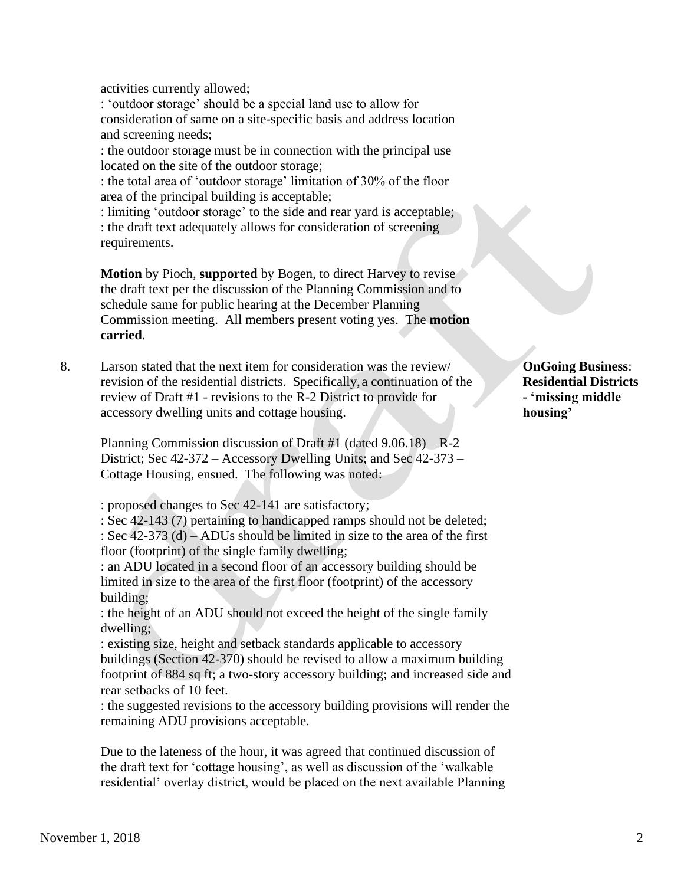activities currently allowed;
: 'outdoor storage' should be a special land use to allow for consideration of same on a site-specific basis and address location and screening needs;
: the outdoor storage must be in connection with the principal use located on the site of the outdoor storage;
: the total area of 'outdoor storage' limitation of 30% of the floor area of the principal building is acceptable;
: limiting 'outdoor storage' to the side and rear yard is acceptable;
: the draft text adequately allows for consideration of screening requirements.

**Motion** by Pioch, **supported** by Bogen, to direct Harvey to revise the draft text per the discussion of the Planning Commission and to schedule same for public hearing at the December Planning Commission meeting. All members present voting yes. The **motion carried**.

**OnGoing Business: Residential Districts - 'missing middle housing'**

8. Larson stated that the next item for consideration was the review/ revision of the residential districts. Specifically, a continuation of the review of Draft #1 - revisions to the R-2 District to provide for accessory dwelling units and cottage housing.

Planning Commission discussion of Draft #1 (dated 9.06.18) – R-2 District; Sec 42-372 – Accessory Dwelling Units; and Sec 42-373 – Cottage Housing, ensued. The following was noted:

: proposed changes to Sec 42-141 are satisfactory;
: Sec 42-143 (7) pertaining to handicapped ramps should not be deleted;
: Sec 42-373 (d) – ADUs should be limited in size to the area of the first floor (footprint) of the single family dwelling;
: an ADU located in a second floor of an accessory building should be limited in size to the area of the first floor (footprint) of the accessory building;
: the height of an ADU should not exceed the height of the single family dwelling;
: existing size, height and setback standards applicable to accessory buildings (Section 42-370) should be revised to allow a maximum building footprint of 884 sq ft; a two-story accessory building; and increased side and rear setbacks of 10 feet.
: the suggested revisions to the accessory building provisions will render the remaining ADU provisions acceptable.

Due to the lateness of the hour, it was agreed that continued discussion of the draft text for 'cottage housing', as well as discussion of the 'walkable residential' overlay district, would be placed on the next available Planning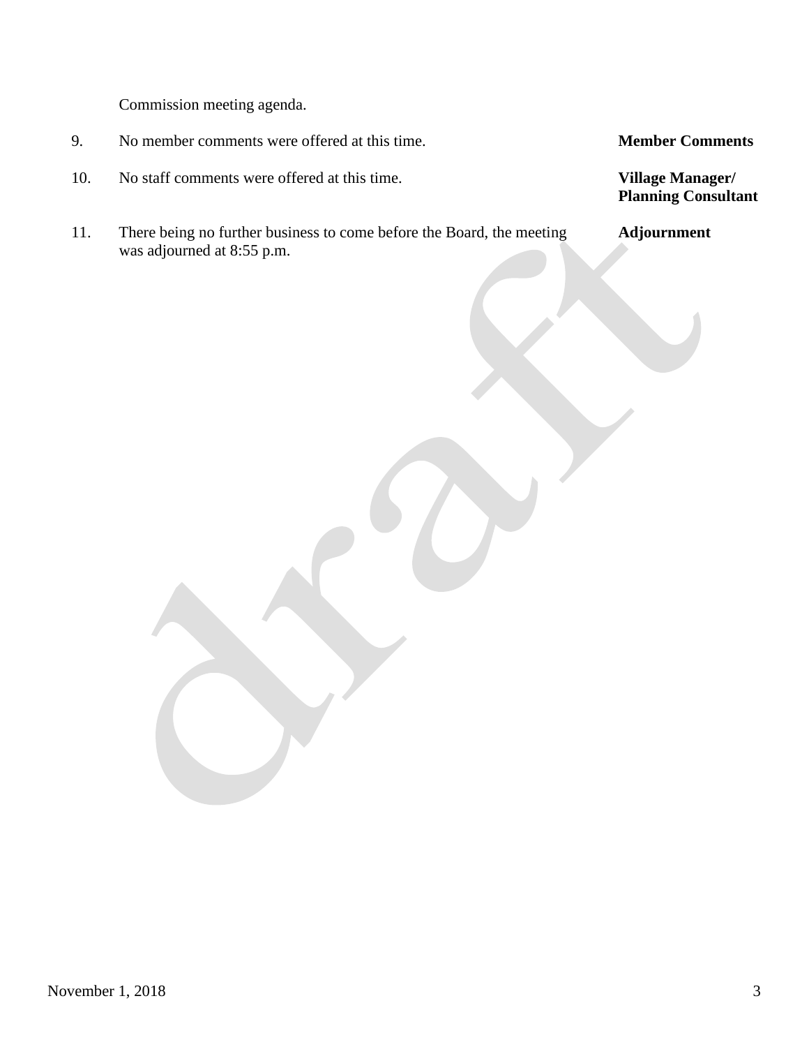Commission meeting agenda.

9. No member comments were offered at this time. **Member Comments**

10. No staff comments were offered at this time. **Village Manager/ Planning Consultant**

11. There being no further business to come before the Board, the meeting was adjourned at 8:55 p.m. **Adjournment**